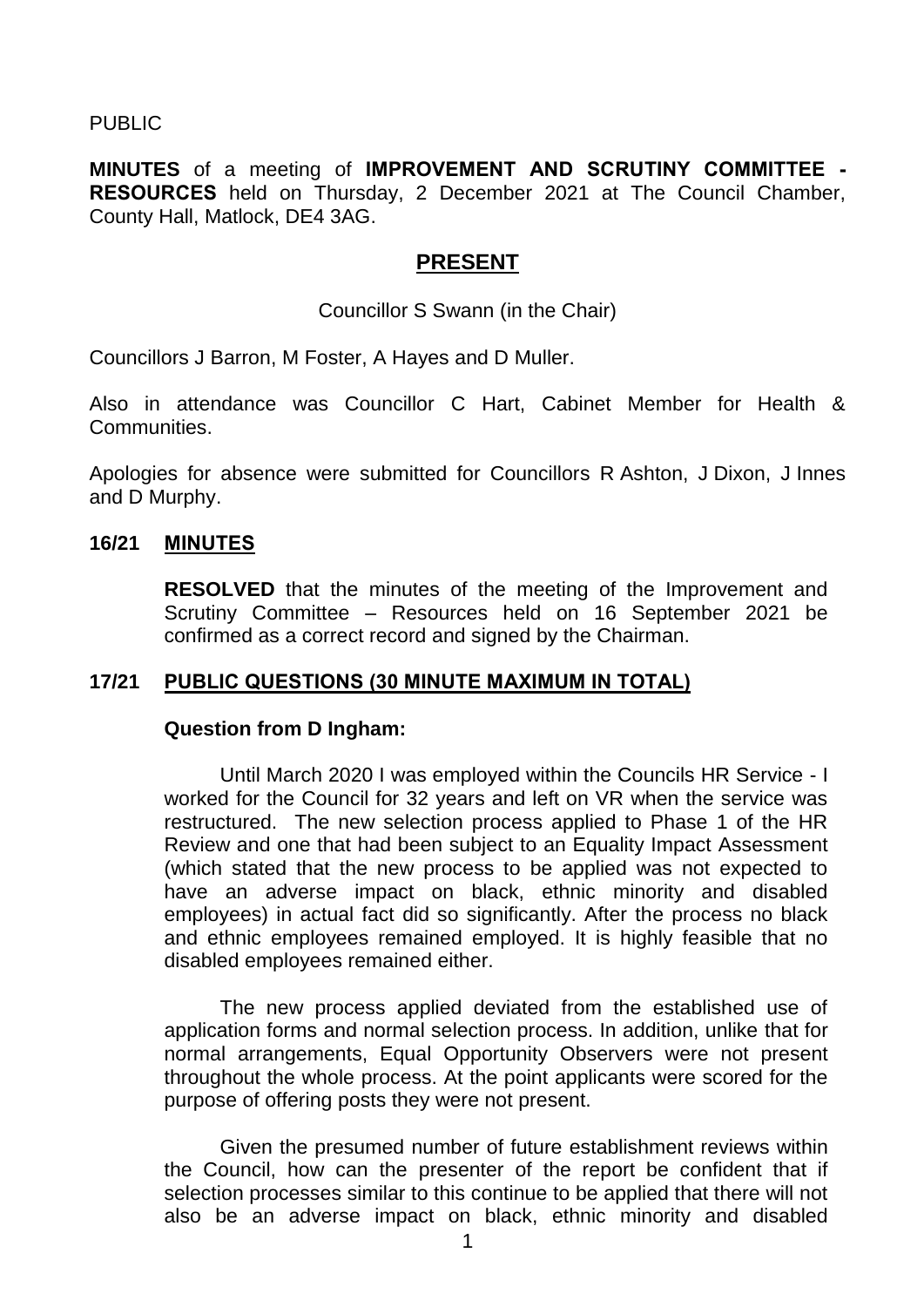PUBLIC

**MINUTES** of a meeting of **IMPROVEMENT AND SCRUTINY COMMITTEE - RESOURCES** held on Thursday, 2 December 2021 at The Council Chamber, County Hall, Matlock, DE4 3AG.

## PRESENT

Councillor S Swann (in the Chair)

Councillors J Barron, M Foster, A Hayes and D Muller.

Also in attendance was Councillor C Hart, Cabinet Member for Health & Communities.

Apologies for absence were submitted for Councillors R Ashton, J Dixon, J Innes and D Murphy.

### 16/21 MINUTES

**RESOLVED** that the minutes of the meeting of the Improvement and Scrutiny Committee – Resources held on 16 September 2021 be confirmed as a correct record and signed by the Chairman.

### 17/21 PUBLIC QUESTIONS (30 MINUTE MAXIMUM IN TOTAL)

**Question from D Ingham:**

Until March 2020 I was employed within the Councils HR Service - I worked for the Council for 32 years and left on VR when the service was restructured. The new selection process applied to Phase 1 of the HR Review and one that had been subject to an Equality Impact Assessment (which stated that the new process to be applied was not expected to have an adverse impact on black, ethnic minority and disabled employees) in actual fact did so significantly. After the process no black and ethnic employees remained employed. It is highly feasible that no disabled employees remained either.

The new process applied deviated from the established use of application forms and normal selection process. In addition, unlike that for normal arrangements, Equal Opportunity Observers were not present throughout the whole process. At the point applicants were scored for the purpose of offering posts they were not present.

Given the presumed number of future establishment reviews within the Council, how can the presenter of the report be confident that if selection processes similar to this continue to be applied that there will not also be an adverse impact on black, ethnic minority and disabled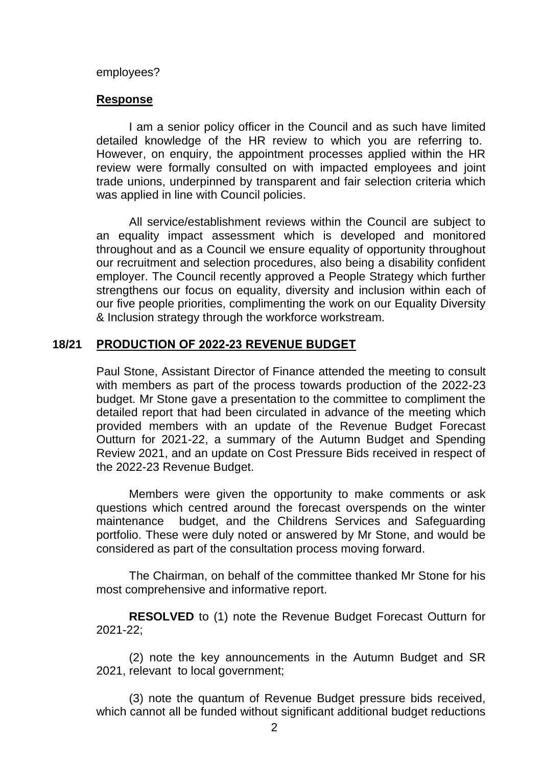employees?

**Response**

I am a senior policy officer in the Council and as such have limited detailed knowledge of the HR review to which you are referring to. However, on enquiry, the appointment processes applied within the HR review were formally consulted on with impacted employees and joint trade unions, underpinned by transparent and fair selection criteria which was applied in line with Council policies.

All service/establishment reviews within the Council are subject to an equality impact assessment which is developed and monitored throughout and as a Council we ensure equality of opportunity throughout our recruitment and selection procedures, also being a disability confident employer. The Council recently approved a People Strategy which further strengthens our focus on equality, diversity and inclusion within each of our five people priorities, complimenting the work on our Equality Diversity & Inclusion strategy through the workforce workstream.

## 18/21 PRODUCTION OF 2022-23 REVENUE BUDGET

Paul Stone, Assistant Director of Finance attended the meeting to consult with members as part of the process towards production of the 2022-23 budget. Mr Stone gave a presentation to the committee to compliment the detailed report that had been circulated in advance of the meeting which provided members with an update of the Revenue Budget Forecast Outturn for 2021-22, a summary of the Autumn Budget and Spending Review 2021, and an update on Cost Pressure Bids received in respect of the 2022-23 Revenue Budget.

Members were given the opportunity to make comments or ask questions which centred around the forecast overspends on the winter maintenance budget, and the Childrens Services and Safeguarding portfolio. These were duly noted or answered by Mr Stone, and would be considered as part of the consultation process moving forward.

The Chairman, on behalf of the committee thanked Mr Stone for his most comprehensive and informative report.

**RESOLVED** to (1) note the Revenue Budget Forecast Outturn for 2021-22;

(2) note the key announcements in the Autumn Budget and SR 2021, relevant to local government;

(3) note the quantum of Revenue Budget pressure bids received, which cannot all be funded without significant additional budget reductions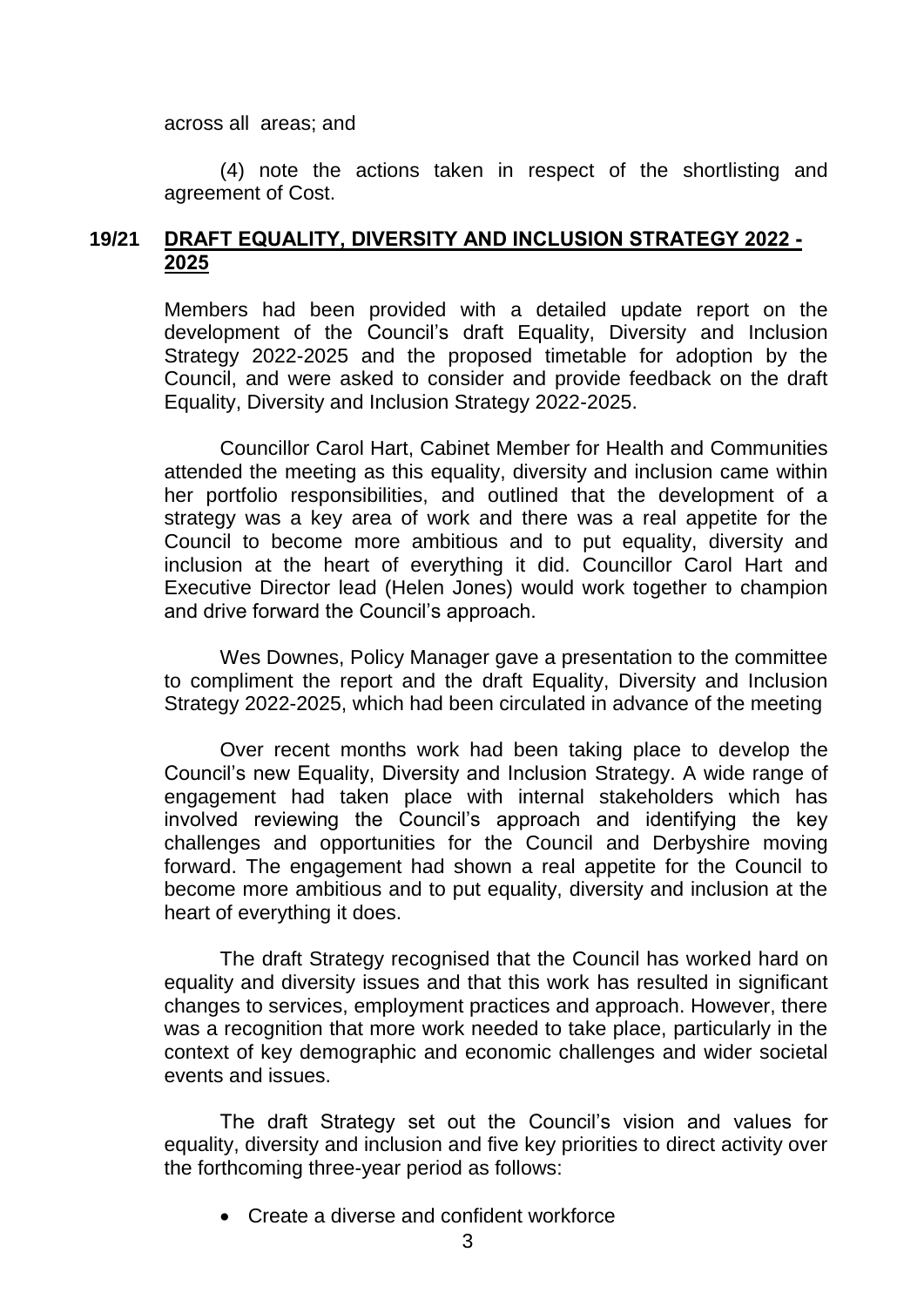across all areas; and

(4) note the actions taken in respect of the shortlisting and agreement of Cost.

## 19/21 DRAFT EQUALITY, DIVERSITY AND INCLUSION STRATEGY 2022 - 2025

Members had been provided with a detailed update report on the development of the Council's draft Equality, Diversity and Inclusion Strategy 2022-2025 and the proposed timetable for adoption by the Council, and were asked to consider and provide feedback on the draft Equality, Diversity and Inclusion Strategy 2022-2025.

Councillor Carol Hart, Cabinet Member for Health and Communities attended the meeting as this equality, diversity and inclusion came within her portfolio responsibilities, and outlined that the development of a strategy was a key area of work and there was a real appetite for the Council to become more ambitious and to put equality, diversity and inclusion at the heart of everything it did. Councillor Carol Hart and Executive Director lead (Helen Jones) would work together to champion and drive forward the Council's approach.

Wes Downes, Policy Manager gave a presentation to the committee to compliment the report and the draft Equality, Diversity and Inclusion Strategy 2022-2025, which had been circulated in advance of the meeting

Over recent months work had been taking place to develop the Council's new Equality, Diversity and Inclusion Strategy. A wide range of engagement had taken place with internal stakeholders which has involved reviewing the Council's approach and identifying the key challenges and opportunities for the Council and Derbyshire moving forward. The engagement had shown a real appetite for the Council to become more ambitious and to put equality, diversity and inclusion at the heart of everything it does.

The draft Strategy recognised that the Council has worked hard on equality and diversity issues and that this work has resulted in significant changes to services, employment practices and approach. However, there was a recognition that more work needed to take place, particularly in the context of key demographic and economic challenges and wider societal events and issues.

The draft Strategy set out the Council's vision and values for equality, diversity and inclusion and five key priorities to direct activity over the forthcoming three-year period as follows:

- Create a diverse and confident workforce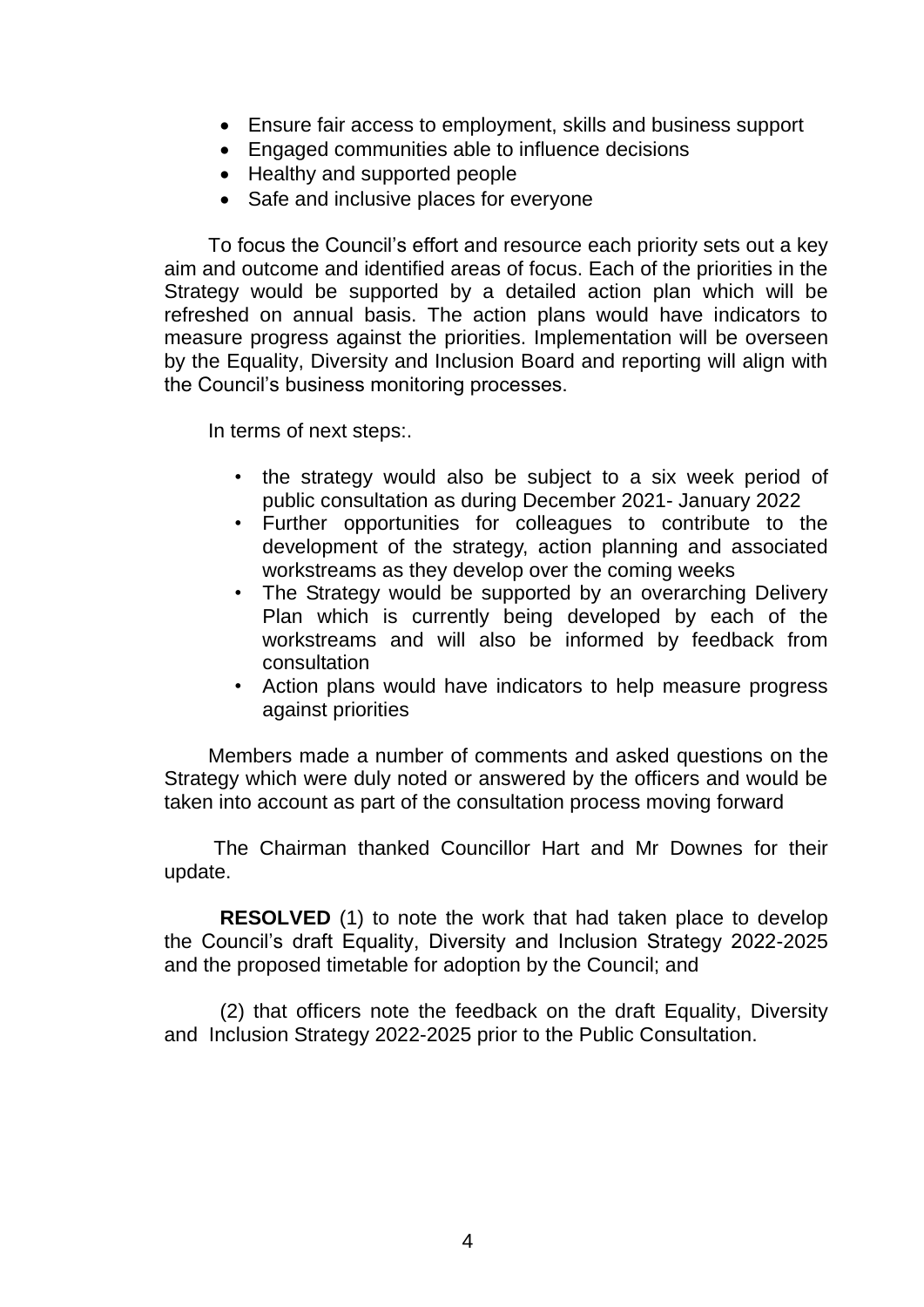- Ensure fair access to employment, skills and business support
- Engaged communities able to influence decisions
- Healthy and supported people
- Safe and inclusive places for everyone

To focus the Council's effort and resource each priority sets out a key aim and outcome and identified areas of focus. Each of the priorities in the Strategy would be supported by a detailed action plan which will be refreshed on annual basis. The action plans would have indicators to measure progress against the priorities. Implementation will be overseen by the Equality, Diversity and Inclusion Board and reporting will align with the Council's business monitoring processes.

In terms of next steps:.

- the strategy would also be subject to a six week period of public consultation as during December 2021- January 2022
- Further opportunities for colleagues to contribute to the development of the strategy, action planning and associated workstreams as they develop over the coming weeks
- The Strategy would be supported by an overarching Delivery Plan which is currently being developed by each of the workstreams and will also be informed by feedback from consultation
- Action plans would have indicators to help measure progress against priorities

Members made a number of comments and asked questions on the Strategy which were duly noted or answered by the officers and would be taken into account as part of the consultation process moving forward

The Chairman thanked Councillor Hart and Mr Downes for their update.

**RESOLVED** (1) to note the work that had taken place to develop the Council's draft Equality, Diversity and Inclusion Strategy 2022-2025 and the proposed timetable for adoption by the Council; and

(2) that officers note the feedback on the draft Equality, Diversity and Inclusion Strategy 2022-2025 prior to the Public Consultation.